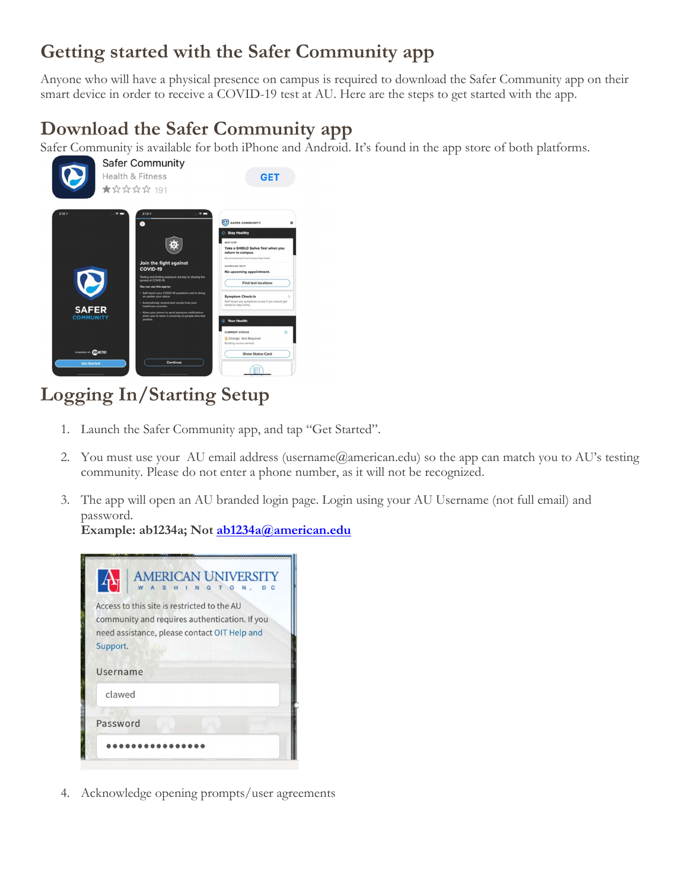## Getting started with the Safer Community app

Anyone who will have a physical presence on campus is required to download the Safer Community app on their smart device in order to receive a COVID-19 test at AU. Here are the steps to get started with the app.

## Download the Safer Community app

Safer Community is available for both iPhone and Android. It's found in the app store of both platforms.

## Logging In/Starting Setup

1. Launch the Safer Community app, and tap "Get Started".
2. You must use your AU email address (username@american.edu) so the app can match you to AU's testing community. Please do not enter a phone number, as it will not be recognized.
3. The app will open an AU branded login page. Login using your AU Username (not full email) and password.
   **Example: ab1234a; Not ab1234a@american.edu**
4. Acknowledge opening prompts/user agreements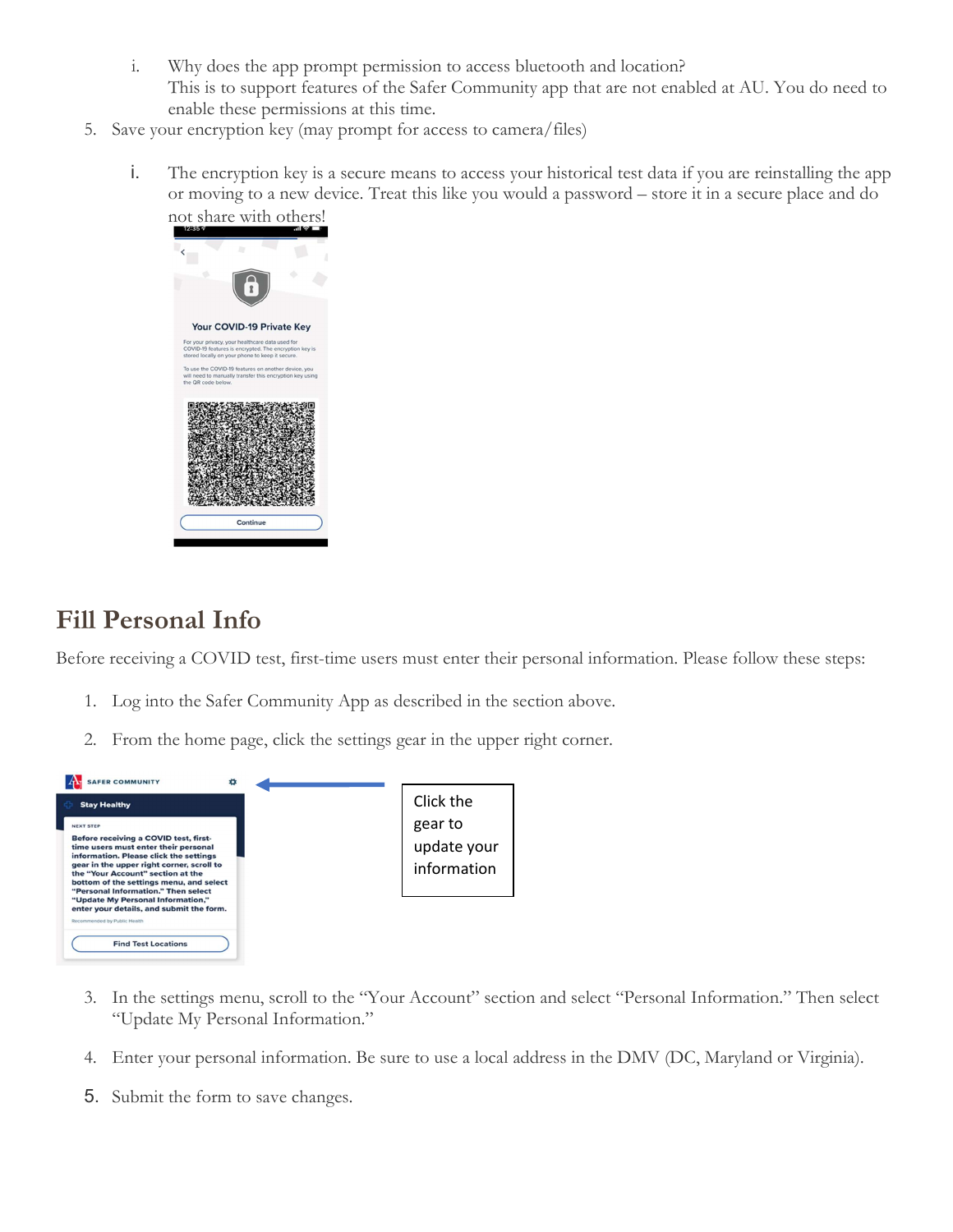i. Why does the app prompt permission to access bluetooth and location?
   This is to support features of the Safer Community app that are not enabled at AU. You do need to enable these permissions at this time.

5. Save your encryption key (may prompt for access to camera/files)

   i. The encryption key is a secure means to access your historical test data if you are reinstalling the app or moving to a new device. Treat this like you would a password – store it in a secure place and do not share with others!

## Fill Personal Info

Before receiving a COVID test, first-time users must enter their personal information. Please follow these steps:

1. Log into the Safer Community App as described in the section above.

2. From the home page, click the settings gear in the upper right corner.

Click the gear to update your information

3. In the settings menu, scroll to the "Your Account" section and select "Personal Information." Then select "Update My Personal Information."

4. Enter your personal information. Be sure to use a local address in the DMV (DC, Maryland or Virginia).

5. Submit the form to save changes.